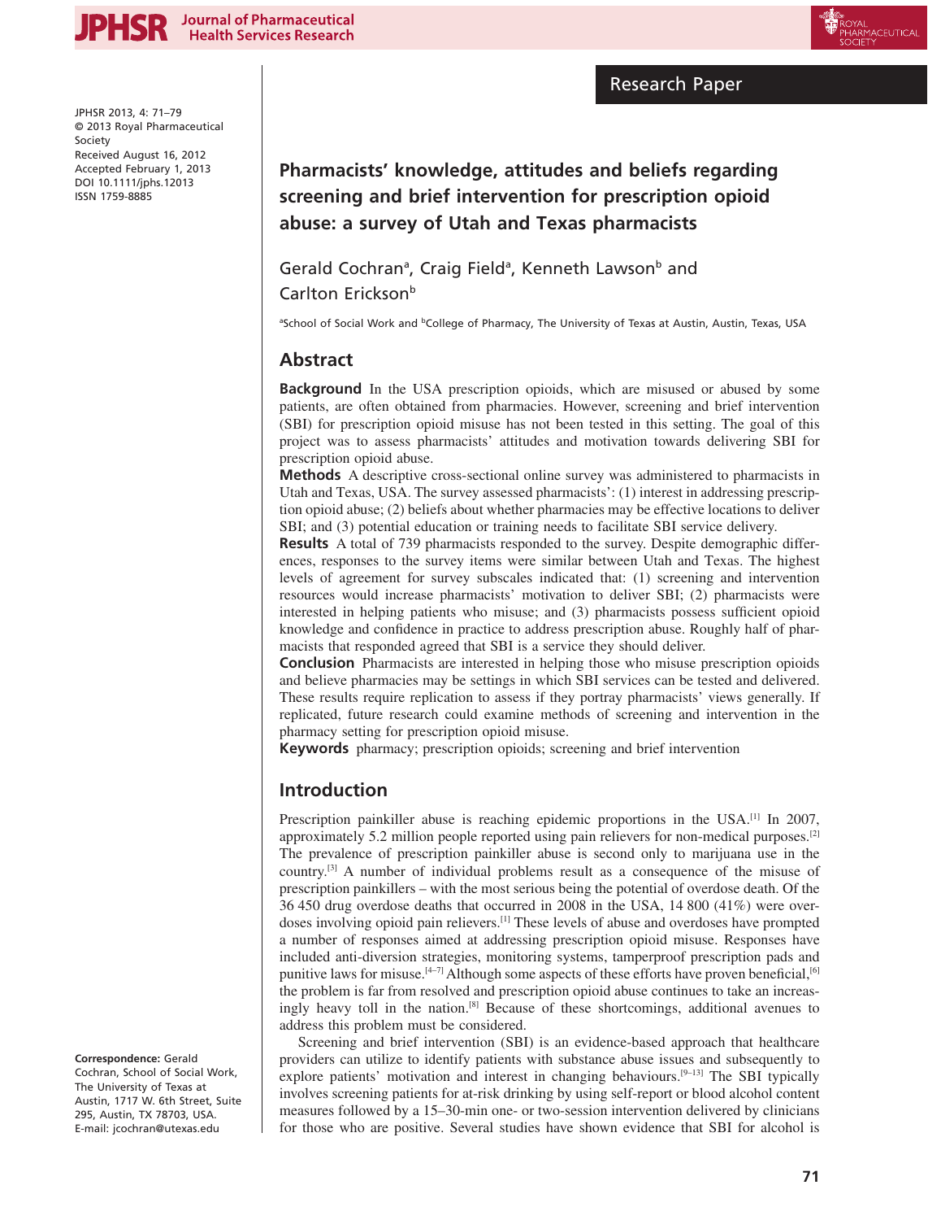Research Paper

# Pharmacists' knowledge, attitudes and beliefs regarding screening and brief intervention for prescription opioid abuse: a survey of Utah and Texas pharmacists

Gerald Cochran[a], Craig Field[a], Kenneth Lawson[b] and Carlton Erickson[b]

[a]School of Social Work and [b]College of Pharmacy, The University of Texas at Austin, Austin, Texas, USA

JPHSR 2013, 4: 71–79
© 2013 Royal Pharmaceutical Society
Received August 16, 2012
Accepted February 1, 2013
DOI 10.1111/jphs.12013
ISSN 1759-8885

**Correspondence:** Gerald Cochran, School of Social Work, The University of Texas at Austin, 1717 W. 6th Street, Suite 295, Austin, TX 78703, USA.
E-mail: jcochran@utexas.edu

## Abstract

**Background** In the USA prescription opioids, which are misused or abused by some patients, are often obtained from pharmacies. However, screening and brief intervention (SBI) for prescription opioid misuse has not been tested in this setting. The goal of this project was to assess pharmacists' attitudes and motivation towards delivering SBI for prescription opioid abuse.

**Methods** A descriptive cross-sectional online survey was administered to pharmacists in Utah and Texas, USA. The survey assessed pharmacists': (1) interest in addressing prescription opioid abuse; (2) beliefs about whether pharmacies may be effective locations to deliver SBI; and (3) potential education or training needs to facilitate SBI service delivery.

**Results** A total of 739 pharmacists responded to the survey. Despite demographic differences, responses to the survey items were similar between Utah and Texas. The highest levels of agreement for survey subscales indicated that: (1) screening and intervention resources would increase pharmacists' motivation to deliver SBI; (2) pharmacists were interested in helping patients who misuse; and (3) pharmacists possess sufficient opioid knowledge and confidence in practice to address prescription abuse. Roughly half of pharmacists that responded agreed that SBI is a service they should deliver.

**Conclusion** Pharmacists are interested in helping those who misuse prescription opioids and believe pharmacies may be settings in which SBI services can be tested and delivered. These results require replication to assess if they portray pharmacists' views generally. If replicated, future research could examine methods of screening and intervention in the pharmacy setting for prescription opioid misuse.

**Keywords** pharmacy; prescription opioids; screening and brief intervention

## Introduction

Prescription painkiller abuse is reaching epidemic proportions in the USA.[1] In 2007, approximately 5.2 million people reported using pain relievers for non-medical purposes.[2] The prevalence of prescription painkiller abuse is second only to marijuana use in the country.[3] A number of individual problems result as a consequence of the misuse of prescription painkillers – with the most serious being the potential of overdose death. Of the 36 450 drug overdose deaths that occurred in 2008 in the USA, 14 800 (41%) were overdoses involving opioid pain relievers.[1] These levels of abuse and overdoses have prompted a number of responses aimed at addressing prescription opioid misuse. Responses have included anti-diversion strategies, monitoring systems, tamperproof prescription pads and punitive laws for misuse.[4–7] Although some aspects of these efforts have proven beneficial,[6] the problem is far from resolved and prescription opioid abuse continues to take an increasingly heavy toll in the nation.[8] Because of these shortcomings, additional avenues to address this problem must be considered.

Screening and brief intervention (SBI) is an evidence-based approach that healthcare providers can utilize to identify patients with substance abuse issues and subsequently to explore patients' motivation and interest in changing behaviours.[9–13] The SBI typically involves screening patients for at-risk drinking by using self-report or blood alcohol content measures followed by a 15–30-min one- or two-session intervention delivered by clinicians for those who are positive. Several studies have shown evidence that SBI for alcohol is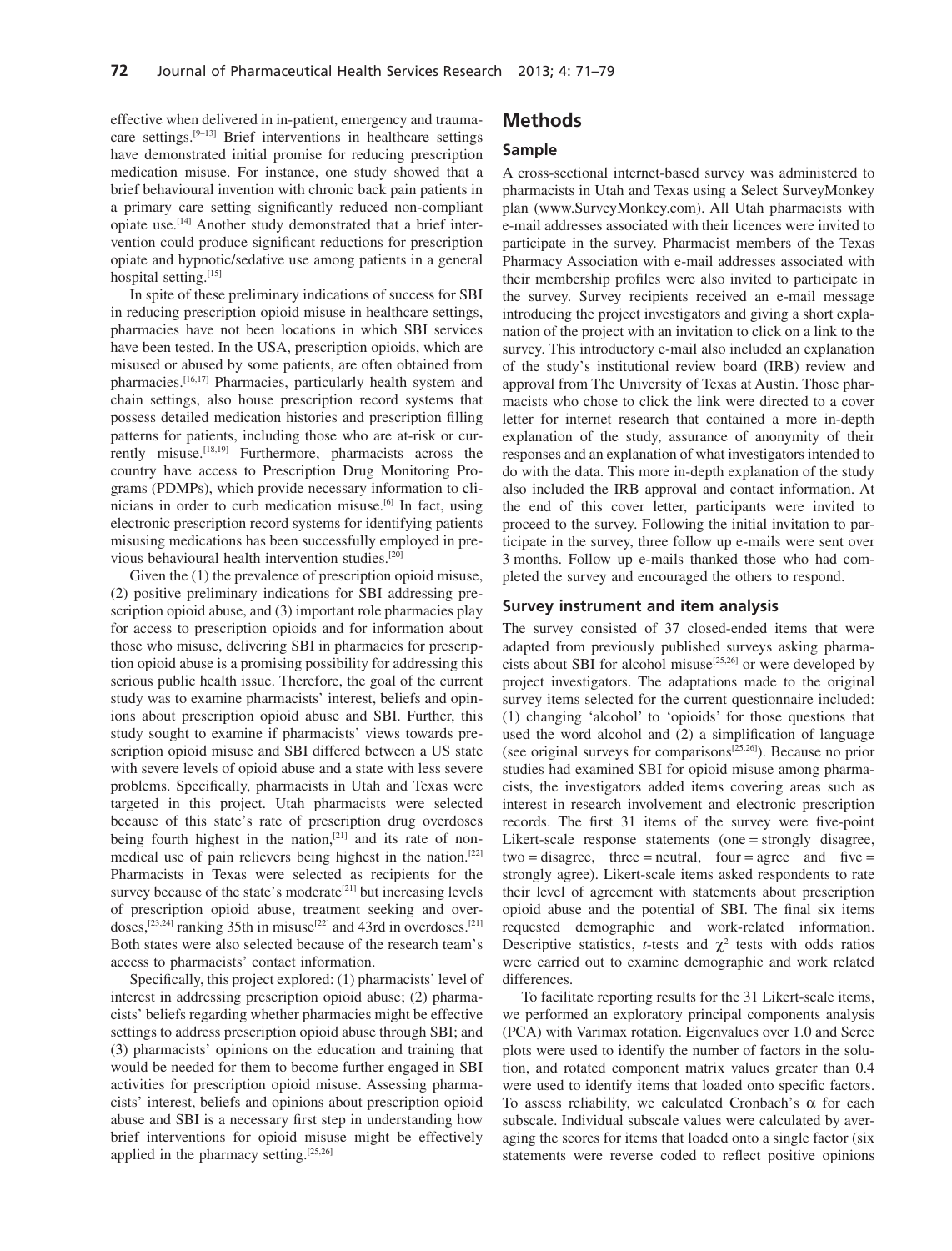effective when delivered in in-patient, emergency and trauma-care settings.[9–13] Brief interventions in healthcare settings have demonstrated initial promise for reducing prescription medication misuse. For instance, one study showed that a brief behavioural invention with chronic back pain patients in a primary care setting significantly reduced non-compliant opiate use.[14] Another study demonstrated that a brief intervention could produce significant reductions for prescription opiate and hypnotic/sedative use among patients in a general hospital setting.[15]

In spite of these preliminary indications of success for SBI in reducing prescription opioid misuse in healthcare settings, pharmacies have not been locations in which SBI services have been tested. In the USA, prescription opioids, which are misused or abused by some patients, are often obtained from pharmacies.[16,17] Pharmacies, particularly health system and chain settings, also house prescription record systems that possess detailed medication histories and prescription filling patterns for patients, including those who are at-risk or currently misuse.[18,19] Furthermore, pharmacists across the country have access to Prescription Drug Monitoring Programs (PDMPs), which provide necessary information to clinicians in order to curb medication misuse.[6] In fact, using electronic prescription record systems for identifying patients misusing medications has been successfully employed in previous behavioural health intervention studies.[20]

Given the (1) the prevalence of prescription opioid misuse, (2) positive preliminary indications for SBI addressing prescription opioid abuse, and (3) important role pharmacies play for access to prescription opioids and for information about those who misuse, delivering SBI in pharmacies for prescription opioid abuse is a promising possibility for addressing this serious public health issue. Therefore, the goal of the current study was to examine pharmacists' interest, beliefs and opinions about prescription opioid abuse and SBI. Further, this study sought to examine if pharmacists' views towards prescription opioid misuse and SBI differed between a US state with severe levels of opioid abuse and a state with less severe problems. Specifically, pharmacists in Utah and Texas were targeted in this project. Utah pharmacists were selected because of this state's rate of prescription drug overdoses being fourth highest in the nation,[21] and its rate of non-medical use of pain relievers being highest in the nation.[22] Pharmacists in Texas were selected as recipients for the survey because of the state's moderate[21] but increasing levels of prescription opioid abuse, treatment seeking and overdoses,[23,24] ranking 35th in misuse[22] and 43rd in overdoses.[21] Both states were also selected because of the research team's access to pharmacists' contact information.

Specifically, this project explored: (1) pharmacists' level of interest in addressing prescription opioid abuse; (2) pharmacists' beliefs regarding whether pharmacies might be effective settings to address prescription opioid abuse through SBI; and (3) pharmacists' opinions on the education and training that would be needed for them to become further engaged in SBI activities for prescription opioid misuse. Assessing pharmacists' interest, beliefs and opinions about prescription opioid abuse and SBI is a necessary first step in understanding how brief interventions for opioid misuse might be effectively applied in the pharmacy setting.[25,26]

## Methods

### Sample

A cross-sectional internet-based survey was administered to pharmacists in Utah and Texas using a Select SurveyMonkey plan (www.SurveyMonkey.com). All Utah pharmacists with e-mail addresses associated with their licences were invited to participate in the survey. Pharmacist members of the Texas Pharmacy Association with e-mail addresses associated with their membership profiles were also invited to participate in the survey. Survey recipients received an e-mail message introducing the project investigators and giving a short explanation of the project with an invitation to click on a link to the survey. This introductory e-mail also included an explanation of the study's institutional review board (IRB) review and approval from The University of Texas at Austin. Those pharmacists who chose to click the link were directed to a cover letter for internet research that contained a more in-depth explanation of the study, assurance of anonymity of their responses and an explanation of what investigators intended to do with the data. This more in-depth explanation of the study also included the IRB approval and contact information. At the end of this cover letter, participants were invited to proceed to the survey. Following the initial invitation to participate in the survey, three follow up e-mails were sent over 3 months. Follow up e-mails thanked those who had completed the survey and encouraged the others to respond.

### Survey instrument and item analysis

The survey consisted of 37 closed-ended items that were adapted from previously published surveys asking pharmacists about SBI for alcohol misuse[25,26] or were developed by project investigators. The adaptations made to the original survey items selected for the current questionnaire included: (1) changing 'alcohol' to 'opioids' for those questions that used the word alcohol and (2) a simplification of language (see original surveys for comparisons[25,26]). Because no prior studies had examined SBI for opioid misuse among pharmacists, the investigators added items covering areas such as interest in research involvement and electronic prescription records. The first 31 items of the survey were five-point Likert-scale response statements (one = strongly disagree, two = disagree, three = neutral, four = agree and five = strongly agree). Likert-scale items asked respondents to rate their level of agreement with statements about prescription opioid abuse and the potential of SBI. The final six items requested demographic and work-related information. Descriptive statistics, *t*-tests and $\chi^2$ tests with odds ratios were carried out to examine demographic and work related differences.

To facilitate reporting results for the 31 Likert-scale items, we performed an exploratory principal components analysis (PCA) with Varimax rotation. Eigenvalues over 1.0 and Scree plots were used to identify the number of factors in the solution, and rotated component matrix values greater than 0.4 were used to identify items that loaded onto specific factors. To assess reliability, we calculated Cronbach's $\alpha$ for each subscale. Individual subscale values were calculated by averaging the scores for items that loaded onto a single factor (six statements were reverse coded to reflect positive opinions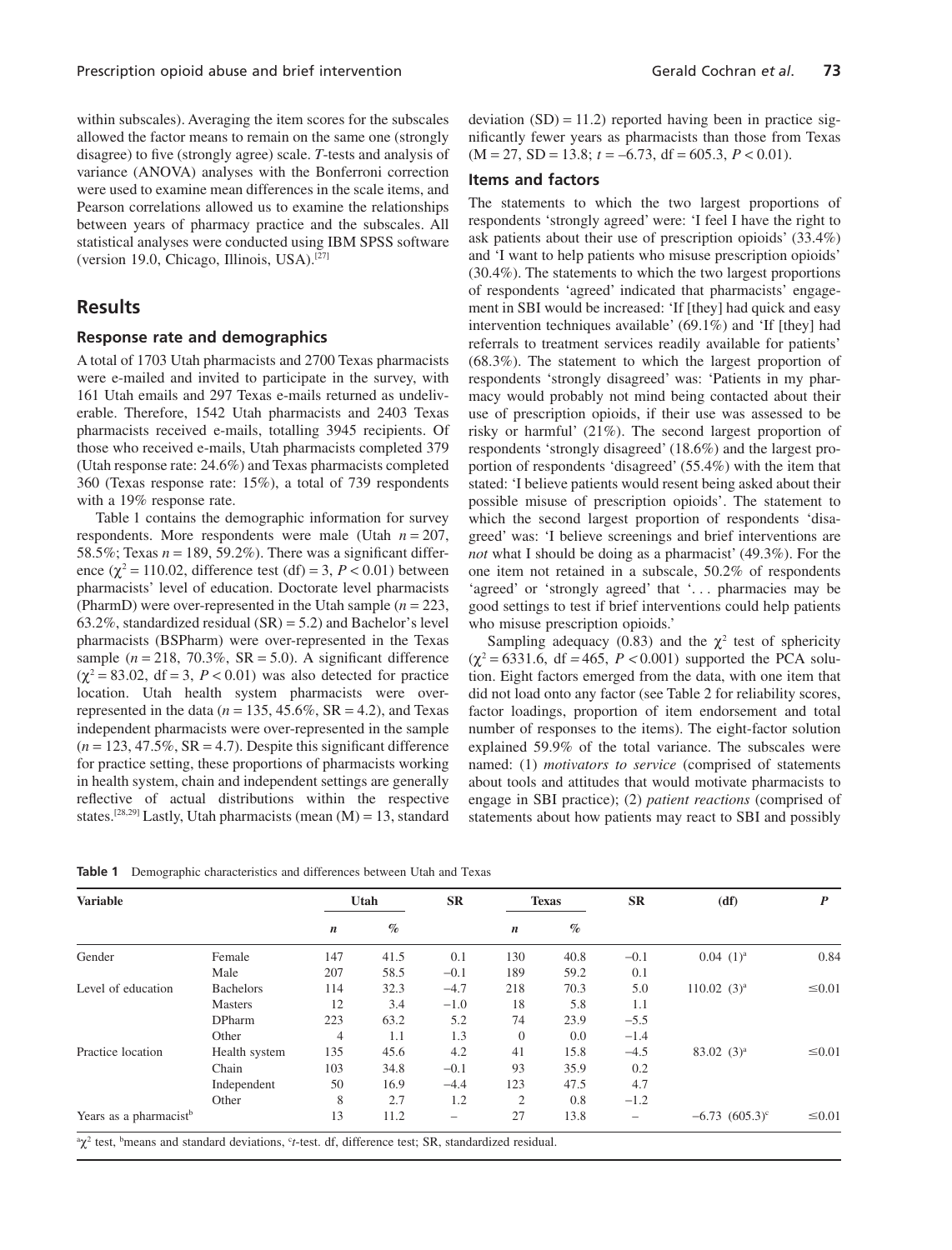within subscales). Averaging the item scores for the subscales allowed the factor means to remain on the same one (strongly disagree) to five (strongly agree) scale. *T*-tests and analysis of variance (ANOVA) analyses with the Bonferroni correction were used to examine mean differences in the scale items, and Pearson correlations allowed us to examine the relationships between years of pharmacy practice and the subscales. All statistical analyses were conducted using IBM SPSS software (version 19.0, Chicago, Illinois, USA).[27]

## Results

### Response rate and demographics

A total of 1703 Utah pharmacists and 2700 Texas pharmacists were e-mailed and invited to participate in the survey, with 161 Utah emails and 297 Texas e-mails returned as undeliverable. Therefore, 1542 Utah pharmacists and 2403 Texas pharmacists received e-mails, totalling 3945 recipients. Of those who received e-mails, Utah pharmacists completed 379 (Utah response rate: 24.6%) and Texas pharmacists completed 360 (Texas response rate: 15%), a total of 739 respondents with a 19% response rate.

Table 1 contains the demographic information for survey respondents. More respondents were male (Utah $n = 207$, 58.5%; Texas $n = 189$, 59.2%). There was a significant difference ($\chi^2 = 110.02$, difference test (df) = 3, $P < 0.01$) between pharmacists' level of education. Doctorate level pharmacists (PharmD) were over-represented in the Utah sample ($n = 223$, 63.2%, standardized residual (SR) = 5.2) and Bachelor's level pharmacists (BSPharm) were over-represented in the Texas sample ($n = 218$, 70.3%, SR = 5.0). A significant difference ($\chi^2 = 83.02$, df = 3, $P < 0.01$) was also detected for practice location. Utah health system pharmacists were over-represented in the data ($n = 135$, 45.6%, SR = 4.2), and Texas independent pharmacists were over-represented in the sample ($n = 123$, 47.5%, SR = 4.7). Despite this significant difference for practice setting, these proportions of pharmacists working in health system, chain and independent settings are generally reflective of actual distributions within the respective states.[28,29] Lastly, Utah pharmacists (mean (M) = 13, standard deviation (SD) = 11.2) reported having been in practice significantly fewer years as pharmacists than those from Texas (M = 27, SD = 13.8; $t = -6.73$, df = 605.3, $P < 0.01$).

### Items and factors

The statements to which the two largest proportions of respondents 'strongly agreed' were: 'I feel I have the right to ask patients about their use of prescription opioids' (33.4%) and 'I want to help patients who misuse prescription opioids' (30.4%). The statements to which the two largest proportions of respondents 'agreed' indicated that pharmacists' engagement in SBI would be increased: 'If [they] had quick and easy intervention techniques available' (69.1%) and 'If [they] had referrals to treatment services readily available for patients' (68.3%). The statement to which the largest proportion of respondents 'strongly disagreed' was: 'Patients in my pharmacy would probably not mind being contacted about their use of prescription opioids, if their use was assessed to be risky or harmful' (21%). The second largest proportion of respondents 'strongly disagreed' (18.6%) and the largest proportion of respondents 'disagreed' (55.4%) with the item that stated: 'I believe patients would resent being asked about their possible misuse of prescription opioids'. The statement to which the second largest proportion of respondents 'disagreed' was: 'I believe screenings and brief interventions are *not* what I should be doing as a pharmacist' (49.3%). For the one item not retained in a subscale, 50.2% of respondents 'agreed' or 'strongly agreed' that '. . . pharmacies may be good settings to test if brief interventions could help patients who misuse prescription opioids.'

Sampling adequacy (0.83) and the $\chi^2$ test of sphericity ($\chi^2 = 6331.6$, df = 465, $P < 0.001$) supported the PCA solution. Eight factors emerged from the data, with one item that did not load onto any factor (see Table 2 for reliability scores, factor loadings, proportion of item endorsement and total number of responses to the items). The eight-factor solution explained 59.9% of the total variance. The subscales were named: (1) *motivators to service* (comprised of statements about tools and attitudes that would motivate pharmacists to engage in SBI practice); (2) *patient reactions* (comprised of statements about how patients may react to SBI and possibly

**Table 1** Demographic characteristics and differences between Utah and Texas

| Variable | | Utah | | SR | Texas | | SR | (df) | $P$ |
|---|---|---|---|---|---|---|---|---|---|
| | | $n$ | % | | $n$ | % | | | |
| Gender | Female | 147 | 41.5 | 0.1 | 130 | 40.8 | −0.1 | 0.04 (1)[a] | 0.84 |
| | Male | 207 | 58.5 | −0.1 | 189 | 59.2 | 0.1 | | |
| Level of education | Bachelors | 114 | 32.3 | −4.7 | 218 | 70.3 | 5.0 | 110.02 (3)[a] | ≤0.01 |
| | Masters | 12 | 3.4 | −1.0 | 18 | 5.8 | 1.1 | | |
| | DPharm | 223 | 63.2 | 5.2 | 74 | 23.9 | −5.5 | | |
| | Other | 4 | 1.1 | 1.3 | 0 | 0.0 | −1.4 | | |
| Practice location | Health system | 135 | 45.6 | 4.2 | 41 | 15.8 | −4.5 | 83.02 (3)[a] | ≤0.01 |
| | Chain | 103 | 34.8 | −0.1 | 93 | 35.9 | 0.2 | | |
| | Independent | 50 | 16.9 | −4.4 | 123 | 47.5 | 4.7 | | |
| | Other | 8 | 2.7 | 1.2 | 2 | 0.8 | −1.2 | | |
| Years as a pharmacist[b] | | 13 | 11.2 | – | 27 | 13.8 | – | −6.73 (605.3)[c] | ≤0.01 |

[a]$\chi^2$ test, [b]means and standard deviations, [c]*t*-test. df, difference test; SR, standardized residual.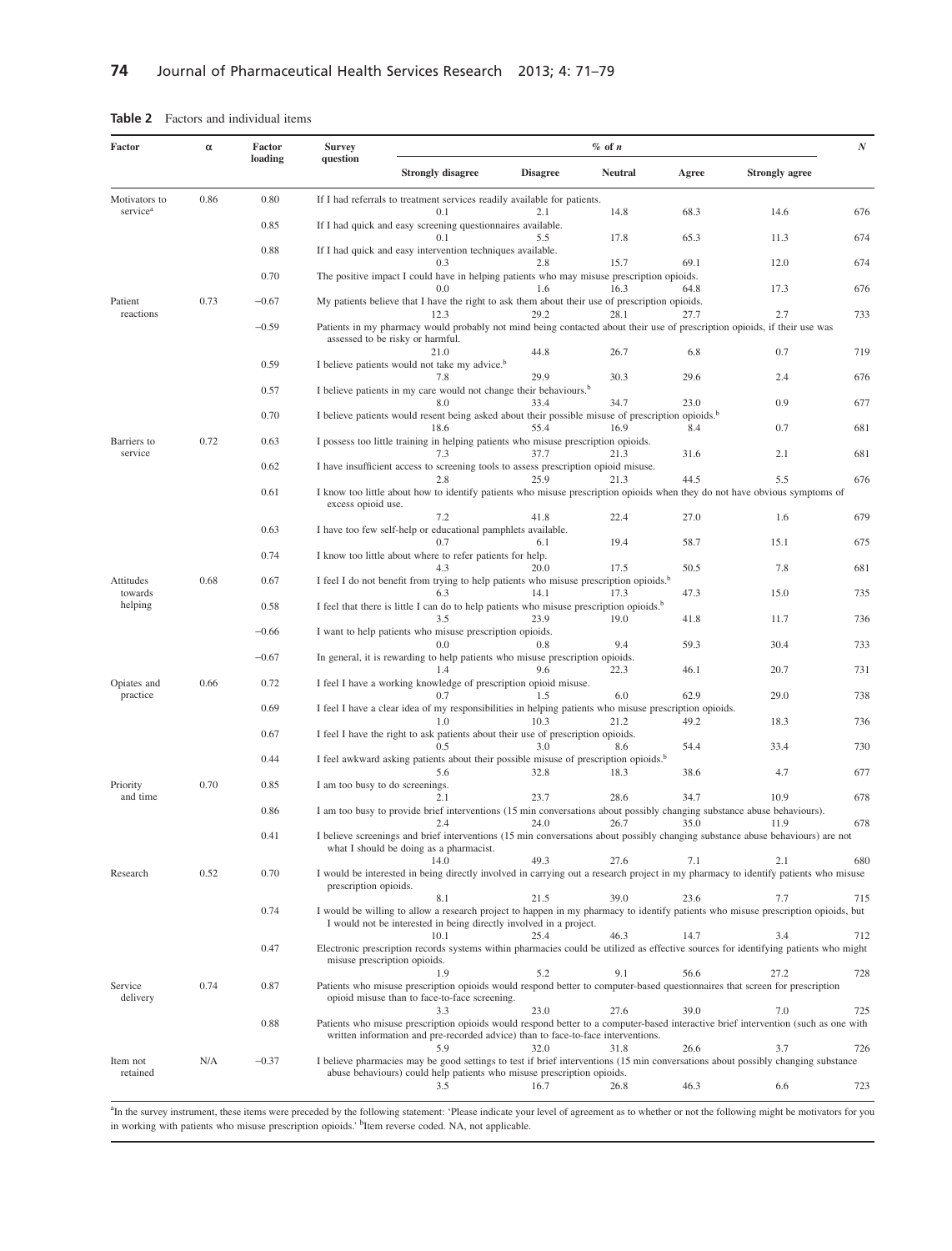**Table 2** Factors and individual items

| Factor | α | Factor loading | Survey question | % of n | | | | | N |
|---|---|---|---|---|---|---|---|---|---|
| | | | | Strongly disagree | Disagree | Neutral | Agree | Strongly agree | |
| Motivators to service[a] | 0.86 | 0.80 | If I had referrals to treatment services readily available for patients. | 0.1 | 2.1 | 14.8 | 68.3 | 14.6 | 676 |
| | | 0.85 | If I had quick and easy screening questionnaires available. | 0.1 | 5.5 | 17.8 | 65.3 | 11.3 | 674 |
| | | 0.88 | If I had quick and easy intervention techniques available. | 0.3 | 2.8 | 15.7 | 69.1 | 12.0 | 674 |
| | | 0.70 | The positive impact I could have in helping patients who may misuse prescription opioids. | 0.0 | 1.6 | 16.3 | 64.8 | 17.3 | 676 |
| Patient reactions | 0.73 | −0.67 | My patients believe that I have the right to ask them about their use of prescription opioids. | 12.3 | 29.2 | 28.1 | 27.7 | 2.7 | 733 |
| | | −0.59 | Patients in my pharmacy would probably not mind being contacted about their use of prescription opioids, if their use was assessed to be risky or harmful. | 21.0 | 44.8 | 26.7 | 6.8 | 0.7 | 719 |
| | | 0.59 | I believe patients would not take my advice.[b] | 7.8 | 29.9 | 30.3 | 29.6 | 2.4 | 676 |
| | | 0.57 | I believe patients in my care would not change their behaviours.[b] | 8.0 | 33.4 | 34.7 | 23.0 | 0.9 | 677 |
| | | 0.70 | I believe patients would resent being asked about their possible misuse of prescription opioids.[b] | 18.6 | 55.4 | 16.9 | 8.4 | 0.7 | 681 |
| Barriers to service | 0.72 | 0.63 | I possess too little training in helping patients who misuse prescription opioids. | 7.3 | 37.7 | 21.3 | 31.6 | 2.1 | 681 |
| | | 0.62 | I have insufficient access to screening tools to assess prescription opioid misuse. | 2.8 | 25.9 | 21.3 | 44.5 | 5.5 | 676 |
| | | 0.61 | I know too little about how to identify patients who misuse prescription opioids when they do not have obvious symptoms of excess opioid use. | 7.2 | 41.8 | 22.4 | 27.0 | 1.6 | 679 |
| | | 0.63 | I have too few self-help or educational pamphlets available. | 0.7 | 6.1 | 19.4 | 58.7 | 15.1 | 675 |
| | | 0.74 | I know too little about where to refer patients for help. | 4.3 | 20.0 | 17.5 | 50.5 | 7.8 | 681 |
| Attitudes towards helping | 0.68 | 0.67 | I feel I do not benefit from trying to help patients who misuse prescription opioids.[b] | 6.3 | 14.1 | 17.3 | 47.3 | 15.0 | 735 |
| | | 0.58 | I feel that there is little I can do to help patients who misuse prescription opioids.[b] | 3.5 | 23.9 | 19.0 | 41.8 | 11.7 | 736 |
| | | −0.66 | I want to help patients who misuse prescription opioids. | 0.0 | 0.8 | 9.4 | 59.3 | 30.4 | 733 |
| | | −0.67 | In general, it is rewarding to help patients who misuse prescription opioids. | 1.4 | 9.6 | 22.3 | 46.1 | 20.7 | 731 |
| Opiates and practice | 0.66 | 0.72 | I feel I have a working knowledge of prescription opioid misuse. | 0.7 | 1.5 | 6.0 | 62.9 | 29.0 | 738 |
| | | 0.69 | I feel I have a clear idea of my responsibilities in helping patients who misuse prescription opioids. | 1.0 | 10.3 | 21.2 | 49.2 | 18.3 | 736 |
| | | 0.67 | I feel I have the right to ask patients about their use of prescription opioids. | 0.5 | 3.0 | 8.6 | 54.4 | 33.4 | 730 |
| | | 0.44 | I feel awkward asking patients about their possible misuse of prescription opioids.[b] | 5.6 | 32.8 | 18.3 | 38.6 | 4.7 | 677 |
| Priority and time | 0.70 | 0.85 | I am too busy to do screenings. | 2.1 | 23.7 | 28.6 | 34.7 | 10.9 | 678 |
| | | 0.86 | I am too busy to provide brief interventions (15 min conversations about possibly changing substance abuse behaviours). | 2.4 | 24.0 | 26.7 | 35.0 | 11.9 | 678 |
| | | 0.41 | I believe screenings and brief interventions (15 min conversations about possibly changing substance abuse behaviours) are not what I should be doing as a pharmacist. | 14.0 | 49.3 | 27.6 | 7.1 | 2.1 | 680 |
| Research | 0.52 | 0.70 | I would be interested in being directly involved in carrying out a research project in my pharmacy to identify patients who misuse prescription opioids. | 8.1 | 21.5 | 39.0 | 23.6 | 7.7 | 715 |
| | | 0.74 | I would be willing to allow a research project to happen in my pharmacy to identify patients who misuse prescription opioids, but I would not be interested in being directly involved in a project. | 10.1 | 25.4 | 46.3 | 14.7 | 3.4 | 712 |
| | | 0.47 | Electronic prescription records systems within pharmacies could be utilized as effective sources for identifying patients who might misuse prescription opioids. | 1.9 | 5.2 | 9.1 | 56.6 | 27.2 | 728 |
| Service delivery | 0.74 | 0.87 | Patients who misuse prescription opioids would respond better to computer-based questionnaires that screen for prescription opioid misuse than to face-to-face screening. | 3.3 | 23.0 | 27.6 | 39.0 | 7.0 | 725 |
| | | 0.88 | Patients who misuse prescription opioids would respond better to a computer-based interactive brief intervention (such as one with written information and pre-recorded advice) than to face-to-face interventions. | 5.9 | 32.0 | 31.8 | 26.6 | 3.7 | 726 |
| Item not retained | N/A | −0.37 | I believe pharmacies may be good settings to test if brief interventions (15 min conversations about possibly changing substance abuse behaviours) could help patients who misuse prescription opioids. | 3.5 | 16.7 | 26.8 | 46.3 | 6.6 | 723 |

[a]In the survey instrument, these items were preceded by the following statement: 'Please indicate your level of agreement as to whether or not the following might be motivators for you in working with patients who misuse prescription opioids.' [b]Item reverse coded. NA, not applicable.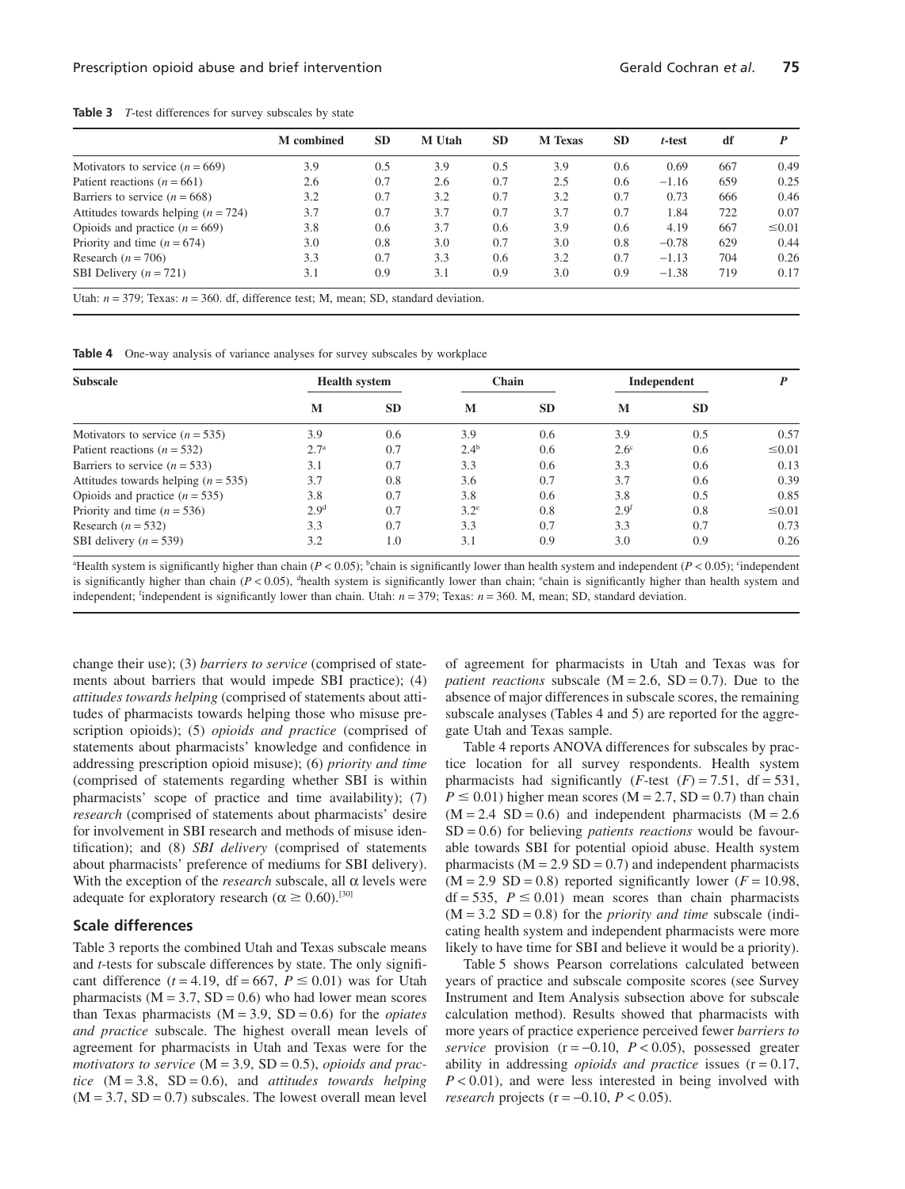**Table 3** *T*-test differences for survey subscales by state

| | M combined | SD | M Utah | SD | M Texas | SD | *t*-test | df | *P* |
|---|---|---|---|---|---|---|---|---|---|
| Motivators to service ($n = 669$) | 3.9 | 0.5 | 3.9 | 0.5 | 3.9 | 0.6 | 0.69 | 667 | 0.49 |
| Patient reactions ($n = 661$) | 2.6 | 0.7 | 2.6 | 0.7 | 2.5 | 0.6 | −1.16 | 659 | 0.25 |
| Barriers to service ($n = 668$) | 3.2 | 0.7 | 3.2 | 0.7 | 3.2 | 0.7 | 0.73 | 666 | 0.46 |
| Attitudes towards helping ($n = 724$) | 3.7 | 0.7 | 3.7 | 0.7 | 3.7 | 0.7 | 1.84 | 722 | 0.07 |
| Opioids and practice ($n = 669$) | 3.8 | 0.6 | 3.7 | 0.6 | 3.9 | 0.6 | 4.19 | 667 | ≤0.01 |
| Priority and time ($n = 674$) | 3.0 | 0.8 | 3.0 | 0.7 | 3.0 | 0.8 | −0.78 | 629 | 0.44 |
| Research ($n = 706$) | 3.3 | 0.7 | 3.3 | 0.6 | 3.2 | 0.7 | −1.13 | 704 | 0.26 |
| SBI Delivery ($n = 721$) | 3.1 | 0.9 | 3.1 | 0.9 | 3.0 | 0.9 | −1.38 | 719 | 0.17 |

Utah: $n = 379$; Texas: $n = 360$. df, difference test; M, mean; SD, standard deviation.

**Table 4** One-way analysis of variance analyses for survey subscales by workplace

| Subscale | Health system | | Chain | | Independent | | *P* |
|---|---|---|---|---|---|---|---|
| | M | SD | M | SD | M | SD | |
| Motivators to service ($n = 535$) | 3.9 | 0.6 | 3.9 | 0.6 | 3.9 | 0.5 | 0.57 |
| Patient reactions ($n = 532$) | 2.7[a] | 0.7 | 2.4[b] | 0.6 | 2.6[c] | 0.6 | ≤0.01 |
| Barriers to service ($n = 533$) | 3.1 | 0.7 | 3.3 | 0.6 | 3.3 | 0.6 | 0.13 |
| Attitudes towards helping ($n = 535$) | 3.7 | 0.8 | 3.6 | 0.7 | 3.7 | 0.6 | 0.39 |
| Opioids and practice ($n = 535$) | 3.8 | 0.7 | 3.8 | 0.6 | 3.8 | 0.5 | 0.85 |
| Priority and time ($n = 536$) | 2.9[d] | 0.7 | 3.2[e] | 0.8 | 2.9[f] | 0.8 | ≤0.01 |
| Research ($n = 532$) | 3.3 | 0.7 | 3.3 | 0.7 | 3.3 | 0.7 | 0.73 |
| SBI delivery ($n = 539$) | 3.2 | 1.0 | 3.1 | 0.9 | 3.0 | 0.9 | 0.26 |

[a]Health system is significantly higher than chain ($P < 0.05$); [b]chain is significantly lower than health system and independent ($P < 0.05$); [c]independent is significantly higher than chain ($P < 0.05$), [d]health system is significantly lower than chain; [e]chain is significantly higher than health system and independent; [f]independent is significantly lower than chain. Utah: $n = 379$; Texas: $n = 360$. M, mean; SD, standard deviation.

change their use); (3) *barriers to service* (comprised of statements about barriers that would impede SBI practice); (4) *attitudes towards helping* (comprised of statements about attitudes of pharmacists towards helping those who misuse prescription opioids); (5) *opioids and practice* (comprised of statements about pharmacists' knowledge and confidence in addressing prescription opioid misuse); (6) *priority and time* (comprised of statements regarding whether SBI is within pharmacists' scope of practice and time availability); (7) *research* (comprised of statements about pharmacists' desire for involvement in SBI research and methods of misuse identification); and (8) *SBI delivery* (comprised of statements about pharmacists' preference of mediums for SBI delivery). With the exception of the *research* subscale, all $\alpha$ levels were adequate for exploratory research ($\alpha \geq 0.60$).[30]

### Scale differences

Table 3 reports the combined Utah and Texas subscale means and *t*-tests for subscale differences by state. The only significant difference ($t = 4.19$, df = 667, $P \leq 0.01$) was for Utah pharmacists (M = 3.7, SD = 0.6) who had lower mean scores than Texas pharmacists (M = 3.9, SD = 0.6) for the *opiates and practice* subscale. The highest overall mean levels of agreement for pharmacists in Utah and Texas were for the *motivators to service* (M = 3.9, SD = 0.5), *opioids and practice* (M = 3.8, SD = 0.6), and *attitudes towards helping* (M = 3.7, SD = 0.7) subscales. The lowest overall mean level of agreement for pharmacists in Utah and Texas was for *patient reactions* subscale (M = 2.6, SD = 0.7). Due to the absence of major differences in subscale scores, the remaining subscale analyses (Tables 4 and 5) are reported for the aggregate Utah and Texas sample.

Table 4 reports ANOVA differences for subscales by practice location for all survey respondents. Health system pharmacists had significantly (*F*-test ($F$) = 7.51, df = 531, $P \leq 0.01$) higher mean scores (M = 2.7, SD = 0.7) than chain (M = 2.4 SD = 0.6) and independent pharmacists (M = 2.6 SD = 0.6) for believing *patients reactions* would be favourable towards SBI for potential opioid abuse. Health system pharmacists (M = 2.9 SD = 0.7) and independent pharmacists (M = 2.9 SD = 0.8) reported significantly lower ($F = 10.98$, df = 535, $P \leq 0.01$) mean scores than chain pharmacists (M = 3.2 SD = 0.8) for the *priority and time* subscale (indicating health system and independent pharmacists were more likely to have time for SBI and believe it would be a priority).

Table 5 shows Pearson correlations calculated between years of practice and subscale composite scores (see Survey Instrument and Item Analysis subsection above for subscale calculation method). Results showed that pharmacists with more years of practice experience perceived fewer *barriers to service* provision ($r = -0.10$, $P < 0.05$), possessed greater ability in addressing *opioids and practice* issues ($r = 0.17$, $P < 0.01$), and were less interested in being involved with *research* projects ($r = -0.10$, $P < 0.05$).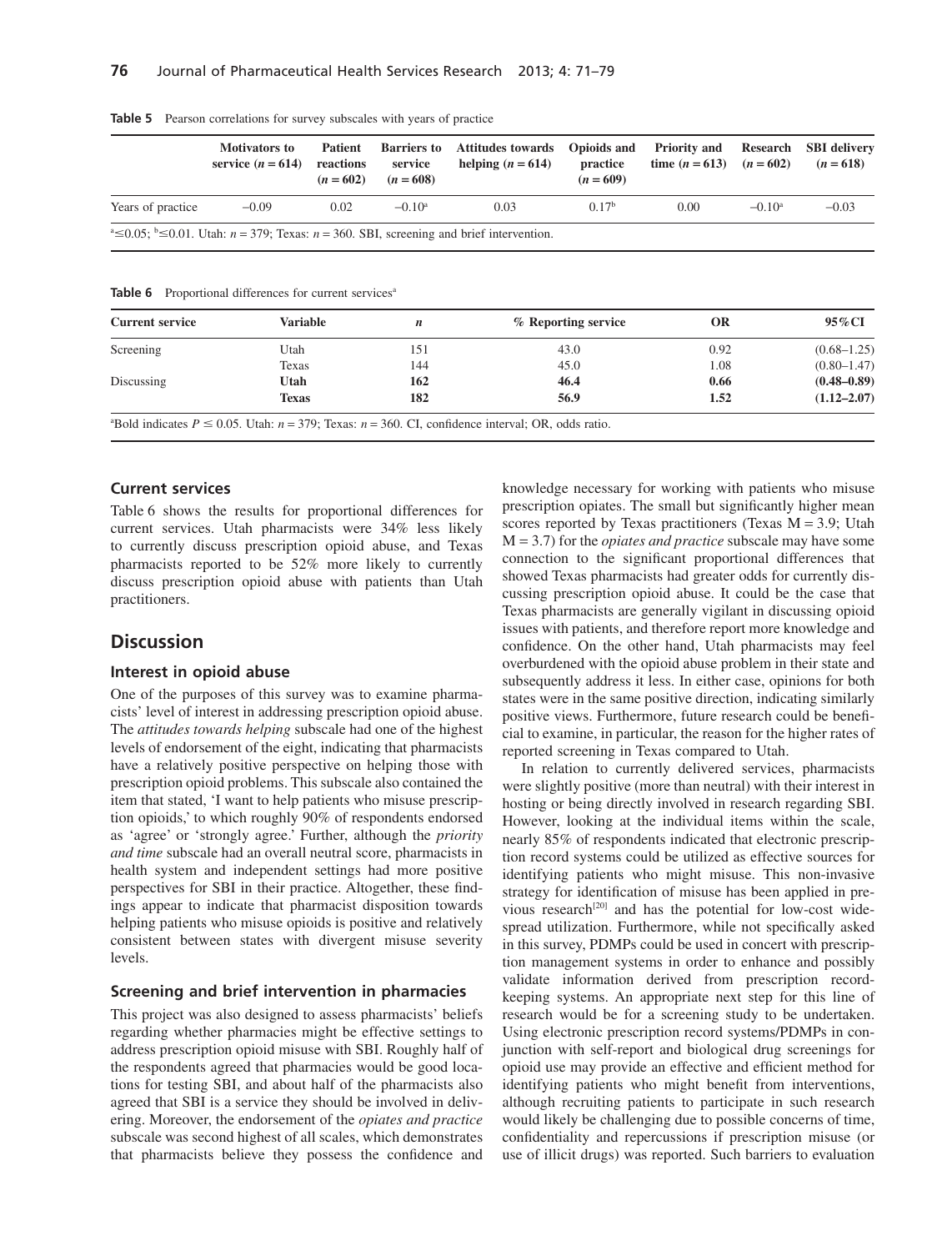**Table 5** Pearson correlations for survey subscales with years of practice

| | Motivators to service ($n = 614$) | Patient reactions ($n = 602$) | Barriers to service ($n = 608$) | Attitudes towards helping ($n = 614$) | Opioids and practice ($n = 609$) | Priority and time ($n = 613$) | Research ($n = 602$) | SBI delivery ($n = 618$) |
|---|---|---|---|---|---|---|---|---|
| Years of practice | −0.09 | 0.02 | −0.10[a] | 0.03 | 0.17[b] | 0.00 | −0.10[a] | −0.03 |

[a]≤0.05; [b]≤0.01. Utah: $n = 379$; Texas: $n = 360$. SBI, screening and brief intervention.

**Table 6** Proportional differences for current services[a]

| Current service | Variable | $n$ | % Reporting service | OR | 95%CI |
|---|---|---|---|---|---|
| Screening | Utah | 151 | 43.0 | 0.92 | (0.68–1.25) |
| | Texas | 144 | 45.0 | 1.08 | (0.80–1.47) |
| Discussing | **Utah** | **162** | **46.4** | **0.66** | **(0.48–0.89)** |
| | **Texas** | **182** | **56.9** | **1.52** | **(1.12–2.07)** |

[a]Bold indicates $P \leq 0.05$. Utah: $n = 379$; Texas: $n = 360$. CI, confidence interval; OR, odds ratio.

### Current services

Table 6 shows the results for proportional differences for current services. Utah pharmacists were 34% less likely to currently discuss prescription opioid abuse, and Texas pharmacists reported to be 52% more likely to currently discuss prescription opioid abuse with patients than Utah practitioners.

## Discussion

### Interest in opioid abuse

One of the purposes of this survey was to examine pharmacists' level of interest in addressing prescription opioid abuse. The *attitudes towards helping* subscale had one of the highest levels of endorsement of the eight, indicating that pharmacists have a relatively positive perspective on helping those with prescription opioid problems. This subscale also contained the item that stated, 'I want to help patients who misuse prescription opioids,' to which roughly 90% of respondents endorsed as 'agree' or 'strongly agree.' Further, although the *priority and time* subscale had an overall neutral score, pharmacists in health system and independent settings had more positive perspectives for SBI in their practice. Altogether, these findings appear to indicate that pharmacist disposition towards helping patients who misuse opioids is positive and relatively consistent between states with divergent misuse severity levels.

### Screening and brief intervention in pharmacies

This project was also designed to assess pharmacists' beliefs regarding whether pharmacies might be effective settings to address prescription opioid misuse with SBI. Roughly half of the respondents agreed that pharmacies would be good locations for testing SBI, and about half of the pharmacists also agreed that SBI is a service they should be involved in delivering. Moreover, the endorsement of the *opiates and practice* subscale was second highest of all scales, which demonstrates that pharmacists believe they possess the confidence and knowledge necessary for working with patients who misuse prescription opiates. The small but significantly higher mean scores reported by Texas practitioners (Texas M = 3.9; Utah M = 3.7) for the *opiates and practice* subscale may have some connection to the significant proportional differences that showed Texas pharmacists had greater odds for currently discussing prescription opioid abuse. It could be the case that Texas pharmacists are generally vigilant in discussing opioid issues with patients, and therefore report more knowledge and confidence. On the other hand, Utah pharmacists may feel overburdened with the opioid abuse problem in their state and subsequently address it less. In either case, opinions for both states were in the same positive direction, indicating similarly positive views. Furthermore, future research could be beneficial to examine, in particular, the reason for the higher rates of reported screening in Texas compared to Utah.

In relation to currently delivered services, pharmacists were slightly positive (more than neutral) with their interest in hosting or being directly involved in research regarding SBI. However, looking at the individual items within the scale, nearly 85% of respondents indicated that electronic prescription record systems could be utilized as effective sources for identifying patients who might misuse. This non-invasive strategy for identification of misuse has been applied in previous research[20] and has the potential for low-cost widespread utilization. Furthermore, while not specifically asked in this survey, PDMPs could be used in concert with prescription management systems in order to enhance and possibly validate information derived from prescription record-keeping systems. An appropriate next step for this line of research would be for a screening study to be undertaken. Using electronic prescription record systems/PDMPs in conjunction with self-report and biological drug screenings for opioid use may provide an effective and efficient method for identifying patients who might benefit from interventions, although recruiting patients to participate in such research would likely be challenging due to possible concerns of time, confidentiality and repercussions if prescription misuse (or use of illicit drugs) was reported. Such barriers to evaluation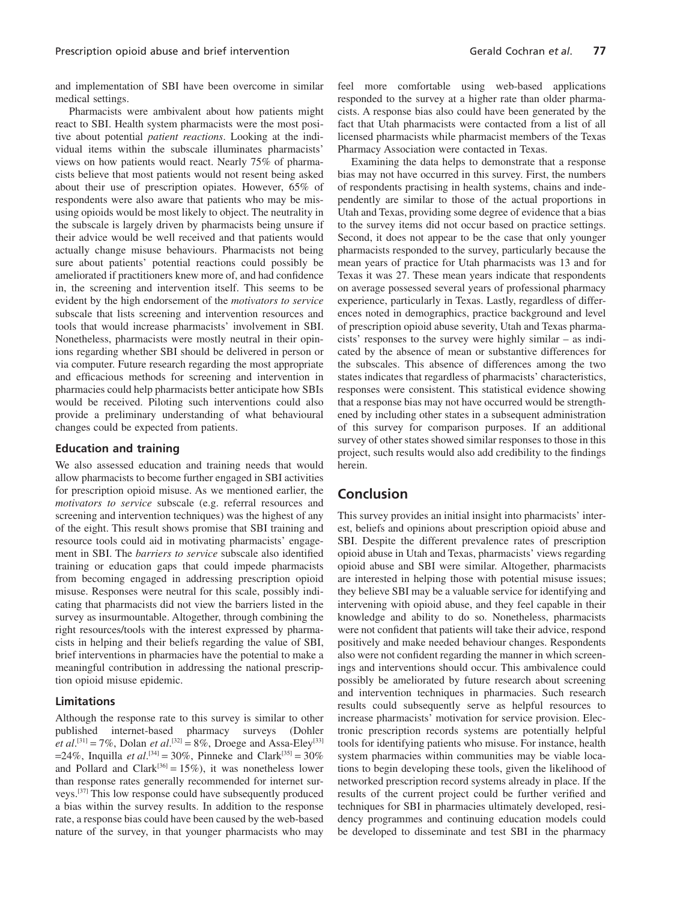and implementation of SBI have been overcome in similar medical settings.

Pharmacists were ambivalent about how patients might react to SBI. Health system pharmacists were the most positive about potential *patient reactions*. Looking at the individual items within the subscale illuminates pharmacists' views on how patients would react. Nearly 75% of pharmacists believe that most patients would not resent being asked about their use of prescription opiates. However, 65% of respondents were also aware that patients who may be misusing opioids would be most likely to object. The neutrality in the subscale is largely driven by pharmacists being unsure if their advice would be well received and that patients would actually change misuse behaviours. Pharmacists not being sure about patients' potential reactions could possibly be ameliorated if practitioners knew more of, and had confidence in, the screening and intervention itself. This seems to be evident by the high endorsement of the *motivators to service* subscale that lists screening and intervention resources and tools that would increase pharmacists' involvement in SBI. Nonetheless, pharmacists were mostly neutral in their opinions regarding whether SBI should be delivered in person or via computer. Future research regarding the most appropriate and efficacious methods for screening and intervention in pharmacies could help pharmacists better anticipate how SBIs would be received. Piloting such interventions could also provide a preliminary understanding of what behavioural changes could be expected from patients.

### Education and training

We also assessed education and training needs that would allow pharmacists to become further engaged in SBI activities for prescription opioid misuse. As we mentioned earlier, the *motivators to service* subscale (e.g. referral resources and screening and intervention techniques) was the highest of any of the eight. This result shows promise that SBI training and resource tools could aid in motivating pharmacists' engagement in SBI. The *barriers to service* subscale also identified training or education gaps that could impede pharmacists from becoming engaged in addressing prescription opioid misuse. Responses were neutral for this scale, possibly indicating that pharmacists did not view the barriers listed in the survey as insurmountable. Altogether, through combining the right resources/tools with the interest expressed by pharmacists in helping and their beliefs regarding the value of SBI, brief interventions in pharmacies have the potential to make a meaningful contribution in addressing the national prescription opioid misuse epidemic.

### Limitations

Although the response rate to this survey is similar to other published internet-based pharmacy surveys (Dohler *et al*.[31] = 7%, Dolan *et al*.[32] = 8%, Droege and Assa-Eley[33] =24%, Inquilla *et al*.[34] = 30%, Pinneke and Clark[35] = 30% and Pollard and Clark[36] = 15%), it was nonetheless lower than response rates generally recommended for internet surveys.[37] This low response could have subsequently produced a bias within the survey results. In addition to the response rate, a response bias could have been caused by the web-based nature of the survey, in that younger pharmacists who may feel more comfortable using web-based applications responded to the survey at a higher rate than older pharmacists. A response bias also could have been generated by the fact that Utah pharmacists were contacted from a list of all licensed pharmacists while pharmacist members of the Texas Pharmacy Association were contacted in Texas.

Examining the data helps to demonstrate that a response bias may not have occurred in this survey. First, the numbers of respondents practising in health systems, chains and independently are similar to those of the actual proportions in Utah and Texas, providing some degree of evidence that a bias to the survey items did not occur based on practice settings. Second, it does not appear to be the case that only younger pharmacists responded to the survey, particularly because the mean years of practice for Utah pharmacists was 13 and for Texas it was 27. These mean years indicate that respondents on average possessed several years of professional pharmacy experience, particularly in Texas. Lastly, regardless of differences noted in demographics, practice background and level of prescription opioid abuse severity, Utah and Texas pharmacists' responses to the survey were highly similar – as indicated by the absence of mean or substantive differences for the subscales. This absence of differences among the two states indicates that regardless of pharmacists' characteristics, responses were consistent. This statistical evidence showing that a response bias may not have occurred would be strengthened by including other states in a subsequent administration of this survey for comparison purposes. If an additional survey of other states showed similar responses to those in this project, such results would also add credibility to the findings herein.

## Conclusion

This survey provides an initial insight into pharmacists' interest, beliefs and opinions about prescription opioid abuse and SBI. Despite the different prevalence rates of prescription opioid abuse in Utah and Texas, pharmacists' views regarding opioid abuse and SBI were similar. Altogether, pharmacists are interested in helping those with potential misuse issues; they believe SBI may be a valuable service for identifying and intervening with opioid abuse, and they feel capable in their knowledge and ability to do so. Nonetheless, pharmacists were not confident that patients will take their advice, respond positively and make needed behaviour changes. Respondents also were not confident regarding the manner in which screenings and interventions should occur. This ambivalence could possibly be ameliorated by future research about screening and intervention techniques in pharmacies. Such research results could subsequently serve as helpful resources to increase pharmacists' motivation for service provision. Electronic prescription records systems are potentially helpful tools for identifying patients who misuse. For instance, health system pharmacies within communities may be viable locations to begin developing these tools, given the likelihood of networked prescription record systems already in place. If the results of the current project could be further verified and techniques for SBI in pharmacies ultimately developed, residency programmes and continuing education models could be developed to disseminate and test SBI in the pharmacy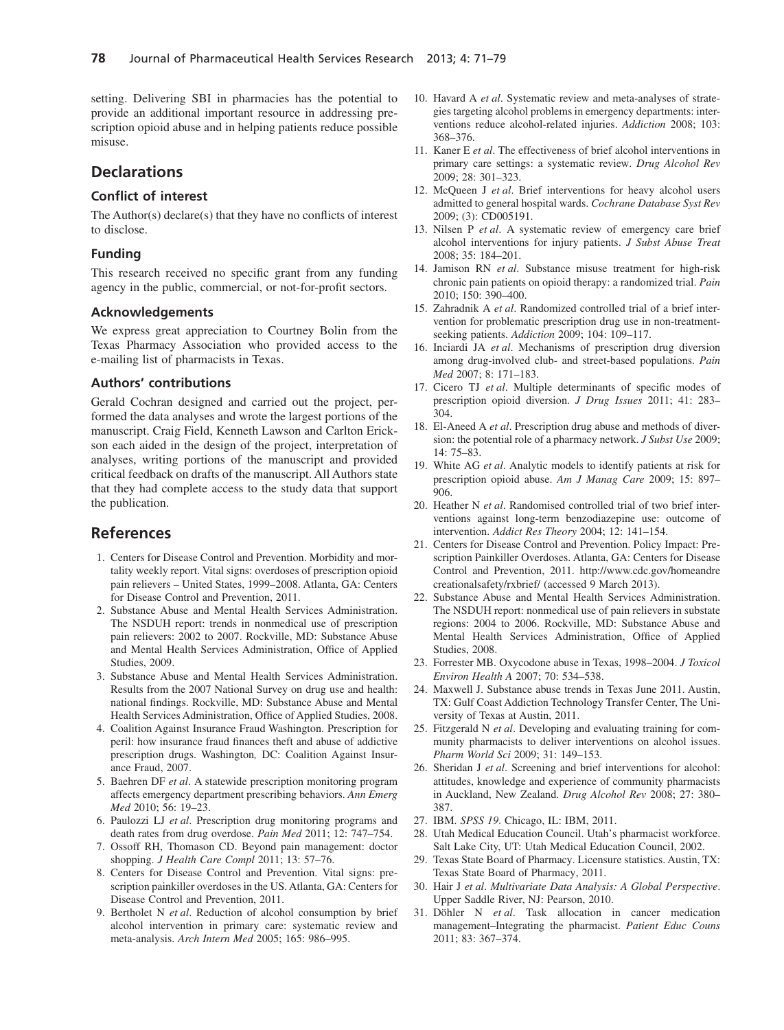setting. Delivering SBI in pharmacies has the potential to provide an additional important resource in addressing prescription opioid abuse and in helping patients reduce possible misuse.

## Declarations

### Conflict of interest

The Author(s) declare(s) that they have no conflicts of interest to disclose.

### Funding

This research received no specific grant from any funding agency in the public, commercial, or not-for-profit sectors.

### Acknowledgements

We express great appreciation to Courtney Bolin from the Texas Pharmacy Association who provided access to the e-mailing list of pharmacists in Texas.

### Authors' contributions

Gerald Cochran designed and carried out the project, performed the data analyses and wrote the largest portions of the manuscript. Craig Field, Kenneth Lawson and Carlton Erickson each aided in the design of the project, interpretation of analyses, writing portions of the manuscript and provided critical feedback on drafts of the manuscript. All Authors state that they had complete access to the study data that support the publication.

## References

1. Centers for Disease Control and Prevention. Morbidity and mortality weekly report. Vital signs: overdoses of prescription opioid pain relievers – United States, 1999–2008. Atlanta, GA: Centers for Disease Control and Prevention, 2011.
2. Substance Abuse and Mental Health Services Administration. The NSDUH report: trends in nonmedical use of prescription pain relievers: 2002 to 2007. Rockville, MD: Substance Abuse and Mental Health Services Administration, Office of Applied Studies, 2009.
3. Substance Abuse and Mental Health Services Administration. Results from the 2007 National Survey on drug use and health: national findings. Rockville, MD: Substance Abuse and Mental Health Services Administration, Office of Applied Studies, 2008.
4. Coalition Against Insurance Fraud Washington. Prescription for peril: how insurance fraud finances theft and abuse of addictive prescription drugs. Washington, DC: Coalition Against Insurance Fraud, 2007.
5. Baehren DF *et al*. A statewide prescription monitoring program affects emergency department prescribing behaviors. *Ann Emerg Med* 2010; 56: 19–23.
6. Paulozzi LJ *et al*. Prescription drug monitoring programs and death rates from drug overdose. *Pain Med* 2011; 12: 747–754.
7. Ossoff RH, Thomason CD. Beyond pain management: doctor shopping. *J Health Care Compl* 2011; 13: 57–76.
8. Centers for Disease Control and Prevention. Vital signs: prescription painkiller overdoses in the US. Atlanta, GA: Centers for Disease Control and Prevention, 2011.
9. Bertholet N *et al*. Reduction of alcohol consumption by brief alcohol intervention in primary care: systematic review and meta-analysis. *Arch Intern Med* 2005; 165: 986–995.
10. Havard A *et al*. Systematic review and meta-analyses of strategies targeting alcohol problems in emergency departments: interventions reduce alcohol-related injuries. *Addiction* 2008; 103: 368–376.
11. Kaner E *et al*. The effectiveness of brief alcohol interventions in primary care settings: a systematic review. *Drug Alcohol Rev* 2009; 28: 301–323.
12. McQueen J *et al*. Brief interventions for heavy alcohol users admitted to general hospital wards. *Cochrane Database Syst Rev* 2009; (3): CD005191.
13. Nilsen P *et al*. A systematic review of emergency care brief alcohol interventions for injury patients. *J Subst Abuse Treat* 2008; 35: 184–201.
14. Jamison RN *et al*. Substance misuse treatment for high-risk chronic pain patients on opioid therapy: a randomized trial. *Pain* 2010; 150: 390–400.
15. Zahradnik A *et al*. Randomized controlled trial of a brief intervention for problematic prescription drug use in non-treatment-seeking patients. *Addiction* 2009; 104: 109–117.
16. Inciardi JA *et al*. Mechanisms of prescription drug diversion among drug-involved club- and street-based populations. *Pain Med* 2007; 8: 171–183.
17. Cicero TJ *et al*. Multiple determinants of specific modes of prescription opioid diversion. *J Drug Issues* 2011; 41: 283–304.
18. El-Aneed A *et al*. Prescription drug abuse and methods of diversion: the potential role of a pharmacy network. *J Subst Use* 2009; 14: 75–83.
19. White AG *et al*. Analytic models to identify patients at risk for prescription opioid abuse. *Am J Manag Care* 2009; 15: 897–906.
20. Heather N *et al*. Randomised controlled trial of two brief interventions against long-term benzodiazepine use: outcome of intervention. *Addict Res Theory* 2004; 12: 141–154.
21. Centers for Disease Control and Prevention. Policy Impact: Prescription Painkiller Overdoses. Atlanta, GA: Centers for Disease Control and Prevention, 2011. http://www.cdc.gov/homeandrecreationalsafety/rxbrief/ (accessed 9 March 2013).
22. Substance Abuse and Mental Health Services Administration. The NSDUH report: nonmedical use of pain relievers in substate regions: 2004 to 2006. Rockville, MD: Substance Abuse and Mental Health Services Administration, Office of Applied Studies, 2008.
23. Forrester MB. Oxycodone abuse in Texas, 1998–2004. *J Toxicol Environ Health A* 2007; 70: 534–538.
24. Maxwell J. Substance abuse trends in Texas June 2011. Austin, TX: Gulf Coast Addiction Technology Transfer Center, The University of Texas at Austin, 2011.
25. Fitzgerald N *et al*. Developing and evaluating training for community pharmacists to deliver interventions on alcohol issues. *Pharm World Sci* 2009; 31: 149–153.
26. Sheridan J *et al*. Screening and brief interventions for alcohol: attitudes, knowledge and experience of community pharmacists in Auckland, New Zealand. *Drug Alcohol Rev* 2008; 27: 380–387.
27. IBM. *SPSS 19*. Chicago, IL: IBM, 2011.
28. Utah Medical Education Council. Utah's pharmacist workforce. Salt Lake City, UT: Utah Medical Education Council, 2002.
29. Texas State Board of Pharmacy. Licensure statistics. Austin, TX: Texas State Board of Pharmacy, 2011.
30. Hair J *et al*. *Multivariate Data Analysis: A Global Perspective*. Upper Saddle River, NJ: Pearson, 2010.
31. Döhler N *et al*. Task allocation in cancer medication management–Integrating the pharmacist. *Patient Educ Couns* 2011; 83: 367–374.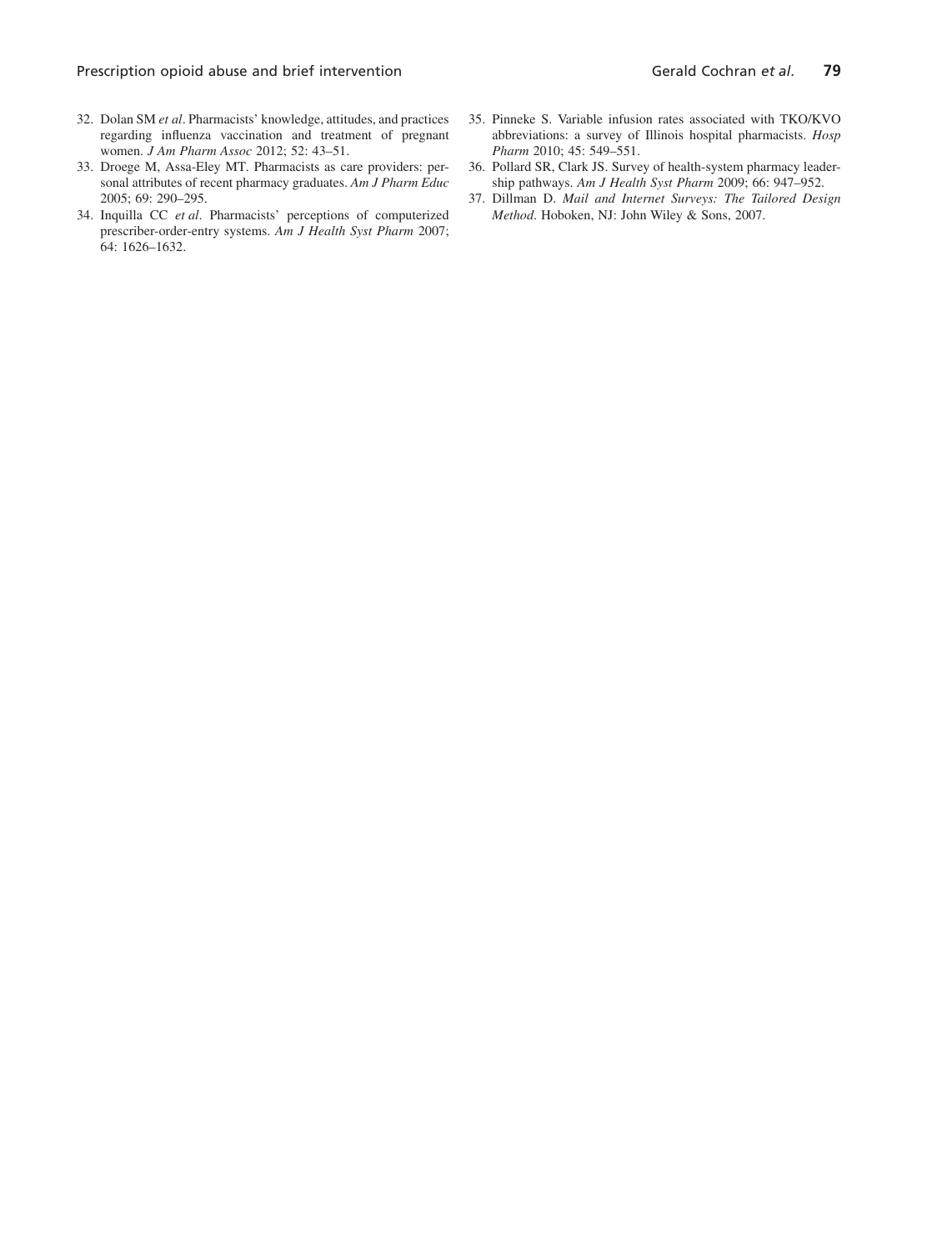32. Dolan SM *et al*. Pharmacists' knowledge, attitudes, and practices regarding influenza vaccination and treatment of pregnant women. *J Am Pharm Assoc* 2012; 52: 43–51.
33. Droege M, Assa-Eley MT. Pharmacists as care providers: personal attributes of recent pharmacy graduates. *Am J Pharm Educ* 2005; 69: 290–295.
34. Inquilla CC *et al*. Pharmacists' perceptions of computerized prescriber-order-entry systems. *Am J Health Syst Pharm* 2007; 64: 1626–1632.
35. Pinneke S. Variable infusion rates associated with TKO/KVO abbreviations: a survey of Illinois hospital pharmacists. *Hosp Pharm* 2010; 45: 549–551.
36. Pollard SR, Clark JS. Survey of health-system pharmacy leadership pathways. *Am J Health Syst Pharm* 2009; 66: 947–952.
37. Dillman D. *Mail and Internet Surveys: The Tailored Design Method*. Hoboken, NJ: John Wiley & Sons, 2007.